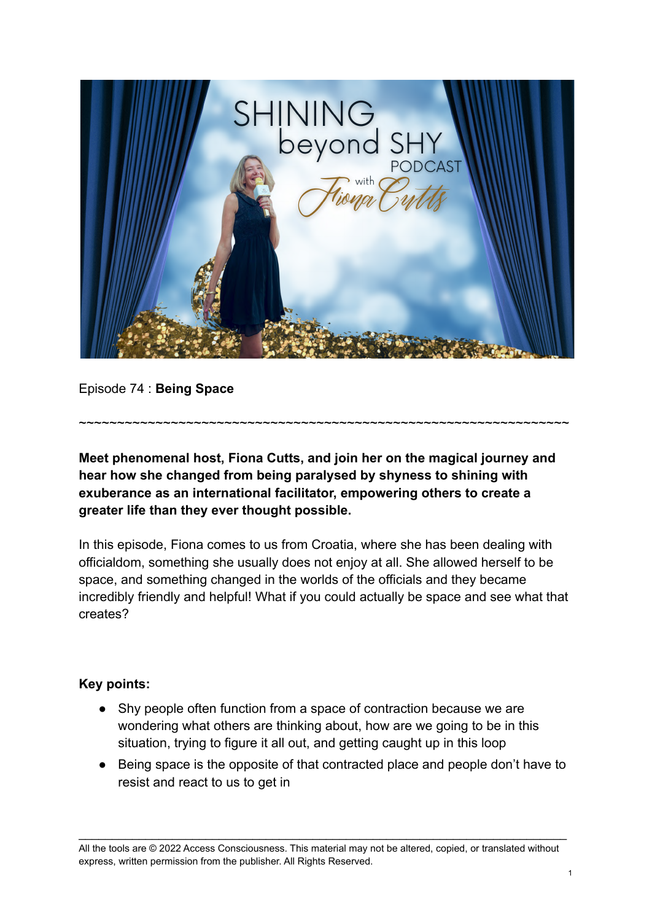Episode 74 : **Being Space**

~~~~~~~~~~~~~~~~~~~~~~~~~~~~~~~~~~~~~~~~~~~~~~~~~~~~~~~~~~~~~~~~~

**Meet phenomenal host, Fiona Cutts, and join her on the magical journey and hear how she changed from being paralysed by shyness to shining with exuberance as an international facilitator, empowering others to create a greater life than they ever thought possible.**

In this episode, Fiona comes to us from Croatia, where she has been dealing with officialdom, something she usually does not enjoy at all. She allowed herself to be space, and something changed in the worlds of the officials and they became incredibly friendly and helpful! What if you could actually be space and see what that creates?

**Key points:**

- Shy people often function from a space of contraction because we are wondering what others are thinking about, how are we going to be in this situation, trying to figure it all out, and getting caught up in this loop
- Being space is the opposite of that contracted place and people don't have to resist and react to us to get in

All the tools are © 2022 Access Consciousness. This material may not be altered, copied, or translated without express, written permission from the publisher. All Rights Reserved.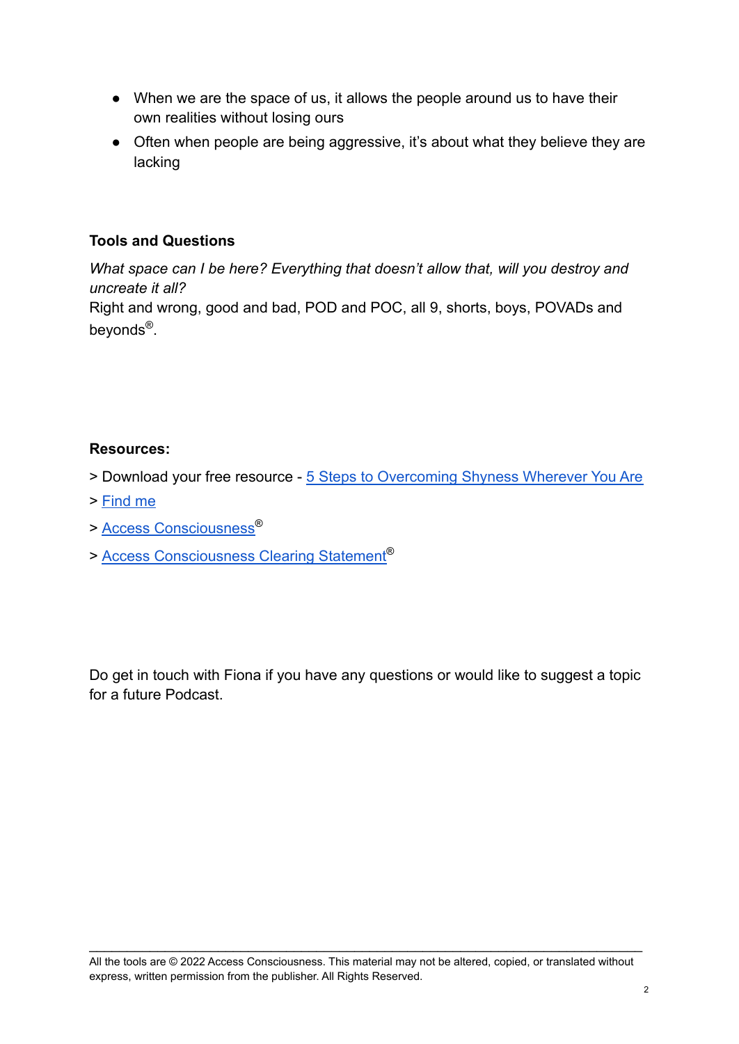- When we are the space of us, it allows the people around us to have their own realities without losing ours
- Often when people are being aggressive, it's about what they believe they are lacking

**Tools and Questions**

*What space can I be here? Everything that doesn't allow that, will you destroy and uncreate it all?*
Right and wrong, good and bad, POD and POC, all 9, shorts, boys, POVADs and beyonds®.

**Resources:**

> Download your free resource - 5 Steps to Overcoming Shyness Wherever You Are

> Find me

> Access Consciousness®

> Access Consciousness Clearing Statement®

Do get in touch with Fiona if you have any questions or would like to suggest a topic for a future Podcast.

All the tools are © 2022 Access Consciousness. This material may not be altered, copied, or translated without express, written permission from the publisher. All Rights Reserved.